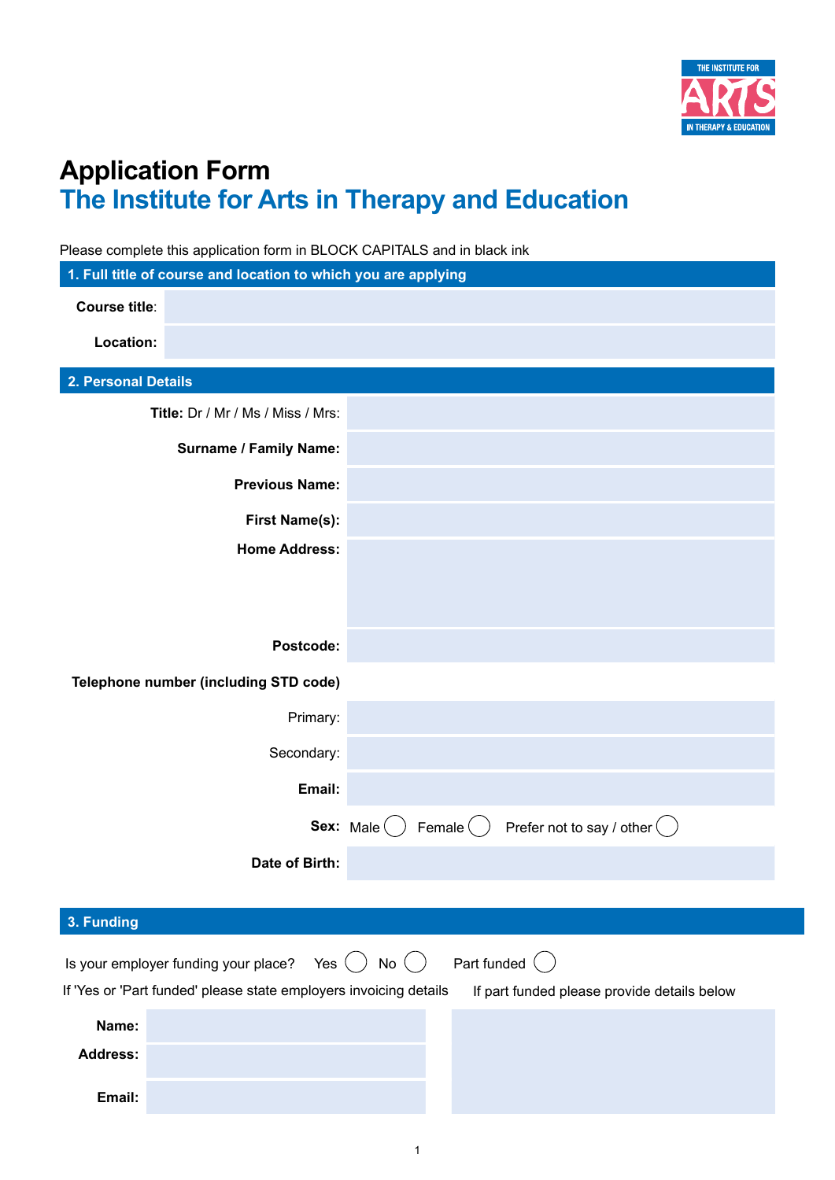THE INSTITUTE FOR ARTS IN THERAPY & EDUCATION

# Application Form

## The Institute for Arts in Therapy and Education

Please complete this application form in BLOCK CAPITALS and in black ink

### 1. Full title of course and location to which you are applying

**Course title**:

**Location:**

### 2. Personal Details

**Title:** Dr / Mr / Ms / Miss / Mrs:

**Surname / Family Name:**

**Previous Name:**

**First Name(s):**

**Home Address:**

**Postcode:**

**Telephone number (including STD code)**

Primary:

Secondary:

**Email:**

**Sex:** Male ◯ Female ◯ Prefer not to say / other ◯

**Date of Birth:**

### 3. Funding

Is your employer funding your place? Yes ◯ No ◯ Part funded ◯

If 'Yes or 'Part funded' please state employers invoicing details

**Name:**

**Address:**

**Email:**

If part funded please provide details below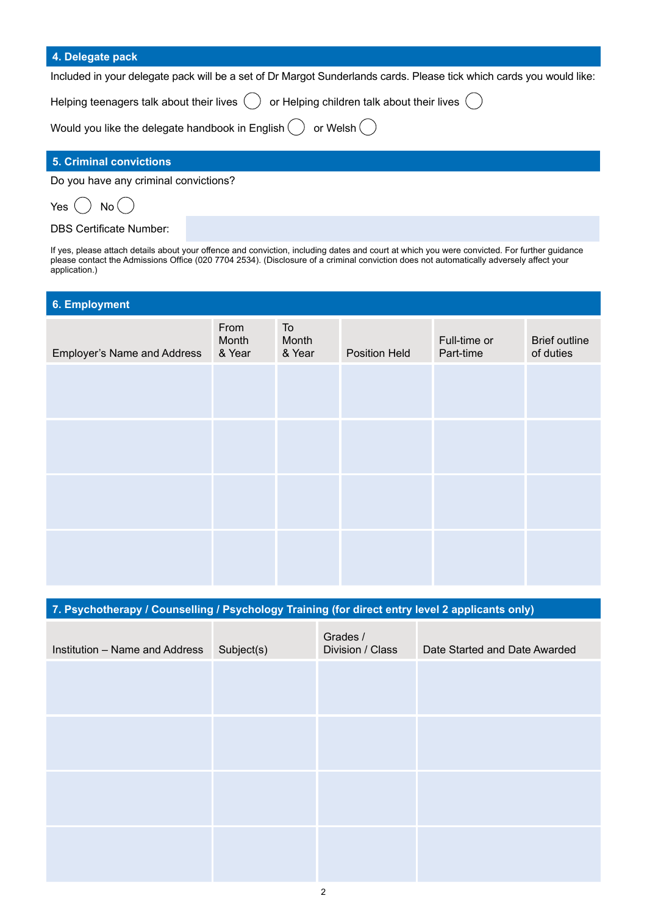## 4. Delegate pack

Included in your delegate pack will be a set of Dr Margot Sunderlands cards. Please tick which cards you would like:

Helping teenagers talk about their lives ◯ or Helping children talk about their lives ◯

Would you like the delegate handbook in English ◯ or Welsh ◯

## 5. Criminal convictions

Do you have any criminal convictions?

Yes ◯ No ◯

DBS Certificate Number:

If yes, please attach details about your offence and conviction, including dates and court at which you were convicted. For further guidance please contact the Admissions Office (020 7704 2534). (Disclosure of a criminal conviction does not automatically adversely affect your application.)

## 6. Employment

| Employer's Name and Address | From Month & Year | To Month & Year | Position Held | Full-time or Part-time | Brief outline of duties |
|---|---|---|---|---|---|
| | | | | | |
| | | | | | |
| | | | | | |
| | | | | | |

## 7. Psychotherapy / Counselling / Psychology Training (for direct entry level 2 applicants only)

| Institution – Name and Address | Subject(s) | Grades / Division / Class | Date Started and Date Awarded |
|---|---|---|---|
| | | | |
| | | | |
| | | | |
| | | | |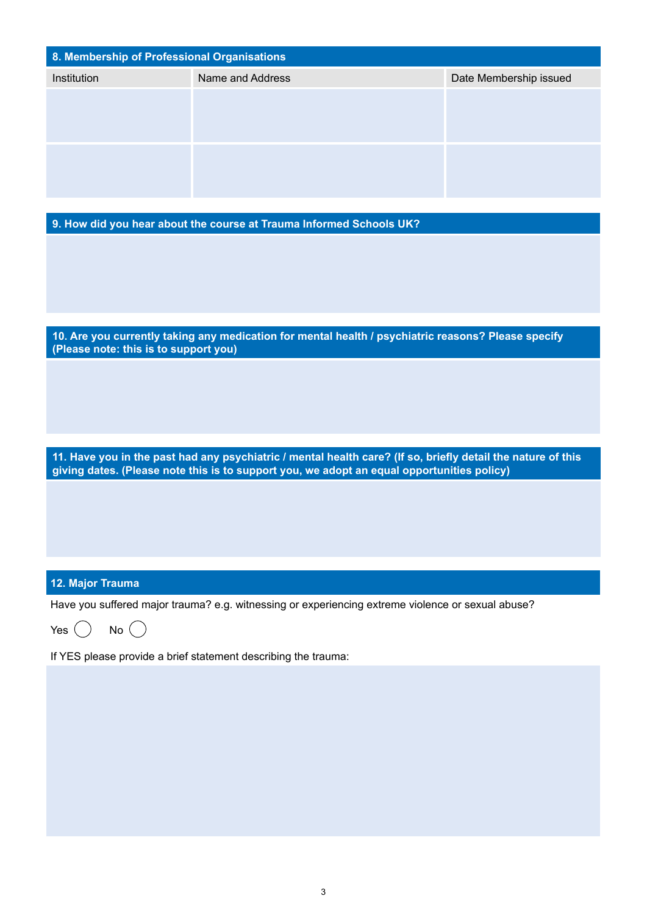## 8. Membership of Professional Organisations

| Institution | Name and Address | Date Membership issued |
|---|---|---|
| | | |
| | | |

## 9. How did you hear about the course at Trauma Informed Schools UK?

## 10. Are you currently taking any medication for mental health / psychiatric reasons? Please specify (Please note: this is to support you)

## 11. Have you in the past had any psychiatric / mental health care? (If so, briefly detail the nature of this giving dates. (Please note this is to support you, we adopt an equal opportunities policy)

## 12. Major Trauma

Have you suffered major trauma? e.g. witnessing or experiencing extreme violence or sexual abuse?

Yes ◯ No ◯

If YES please provide a brief statement describing the trauma: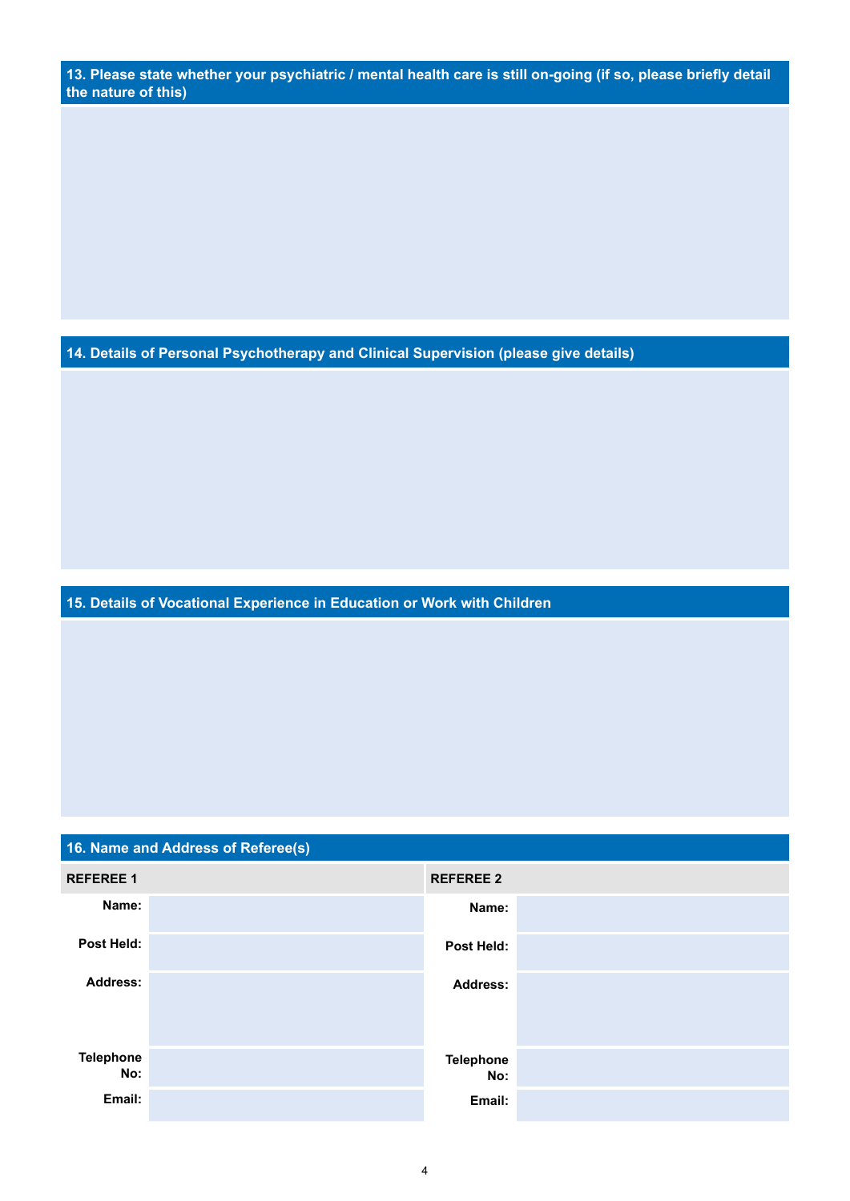## 13. Please state whether your psychiatric / mental health care is still on-going (if so, please briefly detail the nature of this)

## 14. Details of Personal Psychotherapy and Clinical Supervision (please give details)

## 15. Details of Vocational Experience in Education or Work with Children

## 16. Name and Address of Referee(s)

| REFEREE 1 | | REFEREE 2 | |
|---|---|---|---|
| **Name:** | | **Name:** | |
| **Post Held:** | | **Post Held:** | |
| **Address:** | | **Address:** | |
| **Telephone No:** | | **Telephone No:** | |
| **Email:** | | **Email:** | |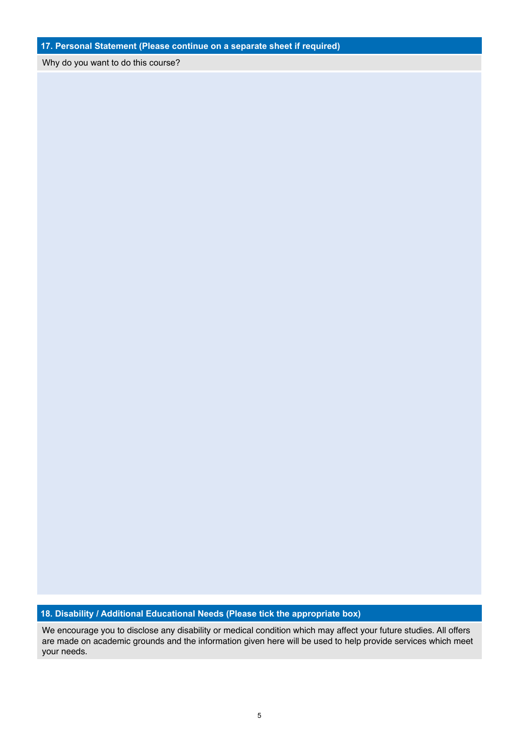## 17. Personal Statement (Please continue on a separate sheet if required)

Why do you want to do this course?

## 18. Disability / Additional Educational Needs (Please tick the appropriate box)

We encourage you to disclose any disability or medical condition which may affect your future studies. All offers are made on academic grounds and the information given here will be used to help provide services which meet your needs.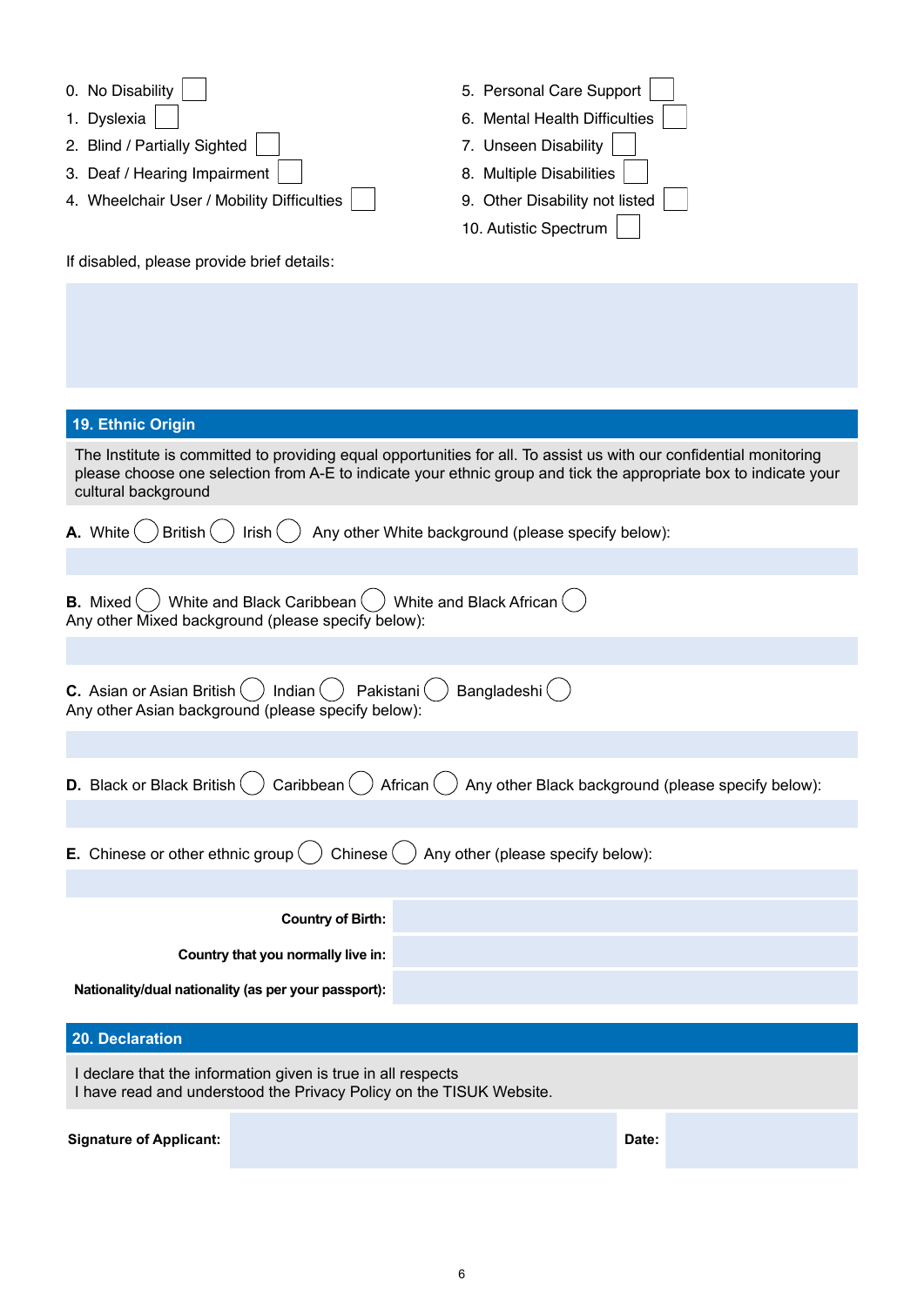0. No Disability ☐
1. Dyslexia ☐
2. Blind / Partially Sighted ☐
3. Deaf / Hearing Impairment ☐
4. Wheelchair User / Mobility Difficulties ☐
5. Personal Care Support ☐
6. Mental Health Difficulties ☐
7. Unseen Disability ☐
8. Multiple Disabilities ☐
9. Other Disability not listed ☐
10. Autistic Spectrum ☐

If disabled, please provide brief details:

## 19. Ethnic Origin

The Institute is committed to providing equal opportunities for all. To assist us with our confidential monitoring please choose one selection from A-E to indicate your ethnic group and tick the appropriate box to indicate your cultural background

**A.** White ◯ British ◯ Irish ◯ Any other White background (please specify below):

**B.** Mixed ◯ White and Black Caribbean ◯ White and Black African ◯
Any other Mixed background (please specify below):

**C.** Asian or Asian British ◯ Indian ◯ Pakistani ◯ Bangladeshi ◯
Any other Asian background (please specify below):

**D.** Black or Black British ◯ Caribbean ◯ African ◯ Any other Black background (please specify below):

**E.** Chinese or other ethnic group ◯ Chinese ◯ Any other (please specify below):

**Country of Birth:**

**Country that you normally live in:**

**Nationality/dual nationality (as per your passport):**

## 20. Declaration

I declare that the information given is true in all respects
I have read and understood the Privacy Policy on the TISUK Website.

**Signature of Applicant:** **Date:**